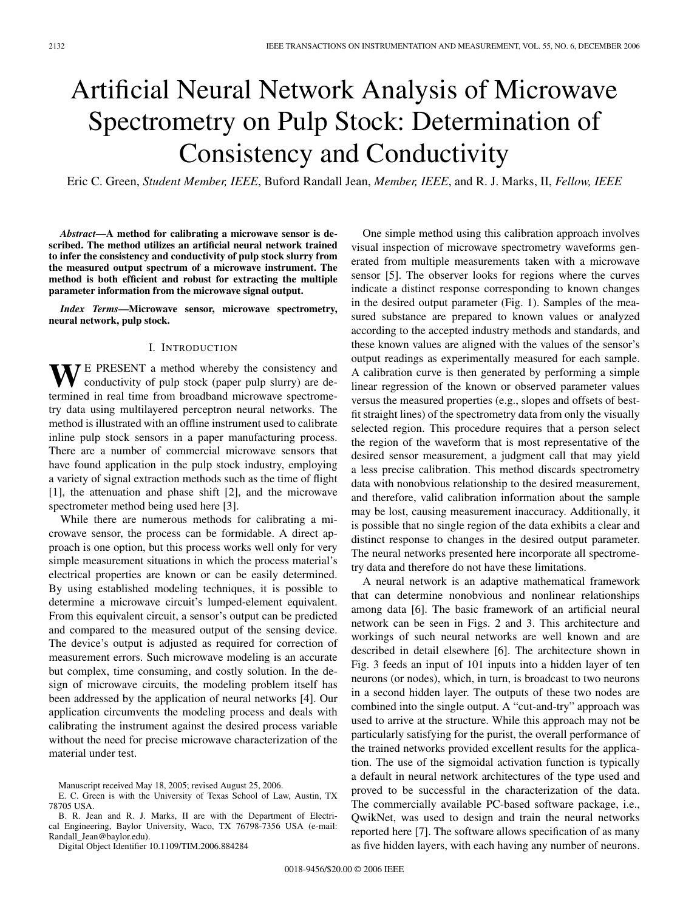# Artificial Neural Network Analysis of Microwave Spectrometry on Pulp Stock: Determination of Consistency and Conductivity

Eric C. Green, *Student Member, IEEE*, Buford Randall Jean, *Member, IEEE*, and R. J. Marks, II, *Fellow, IEEE*

***Abstract*—A method for calibrating a microwave sensor is described. The method utilizes an artificial neural network trained to infer the consistency and conductivity of pulp stock slurry from the measured output spectrum of a microwave instrument. The method is both efficient and robust for extracting the multiple parameter information from the microwave signal output.**

***Index Terms*—Microwave sensor, microwave spectrometry, neural network, pulp stock.**

## I. Introduction

We PRESENT a method whereby the consistency and conductivity of pulp stock (paper pulp slurry) are determined in real time from broadband microwave spectrometry data using multilayered perceptron neural networks. The method is illustrated with an offline instrument used to calibrate inline pulp stock sensors in a paper manufacturing process. There are a number of commercial microwave sensors that have found application in the pulp stock industry, employing a variety of signal extraction methods such as the time of flight [1], the attenuation and phase shift [2], and the microwave spectrometer method being used here [3].

While there are numerous methods for calibrating a microwave sensor, the process can be formidable. A direct approach is one option, but this process works well only for very simple measurement situations in which the process material's electrical properties are known or can be easily determined. By using established modeling techniques, it is possible to determine a microwave circuit's lumped-element equivalent. From this equivalent circuit, a sensor's output can be predicted and compared to the measured output of the sensing device. The device's output is adjusted as required for correction of measurement errors. Such microwave modeling is an accurate but complex, time consuming, and costly solution. In the design of microwave circuits, the modeling problem itself has been addressed by the application of neural networks [4]. Our application circumvents the modeling process and deals with calibrating the instrument against the desired process variable without the need for precise microwave characterization of the material under test.

One simple method using this calibration approach involves visual inspection of microwave spectrometry waveforms generated from multiple measurements taken with a microwave sensor [5]. The observer looks for regions where the curves indicate a distinct response corresponding to known changes in the desired output parameter (Fig. 1). Samples of the measured substance are prepared to known values or analyzed according to the accepted industry methods and standards, and these known values are aligned with the values of the sensor's output readings as experimentally measured for each sample. A calibration curve is then generated by performing a simple linear regression of the known or observed parameter values versus the measured properties (e.g., slopes and offsets of best-fit straight lines) of the spectrometry data from only the visually selected region. This procedure requires that a person select the region of the waveform that is most representative of the desired sensor measurement, a judgment call that may yield a less precise calibration. This method discards spectrometry data with nonobvious relationship to the desired measurement, and therefore, valid calibration information about the sample may be lost, causing measurement inaccuracy. Additionally, it is possible that no single region of the data exhibits a clear and distinct response to changes in the desired output parameter. The neural networks presented here incorporate all spectrometry data and therefore do not have these limitations.

A neural network is an adaptive mathematical framework that can determine nonobvious and nonlinear relationships among data [6]. The basic framework of an artificial neural network can be seen in Figs. 2 and 3. This architecture and workings of such neural networks are well known and are described in detail elsewhere [6]. The architecture shown in Fig. 3 feeds an input of 101 inputs into a hidden layer of ten neurons (or nodes), which, in turn, is broadcast to two neurons in a second hidden layer. The outputs of these two nodes are combined into the single output. A "cut-and-try" approach was used to arrive at the structure. While this approach may not be particularly satisfying for the purist, the overall performance of the trained networks provided excellent results for the application. The use of the sigmoidal activation function is typically a default in neural network architectures of the type used and proved to be successful in the characterization of the data. The commercially available PC-based software package, i.e., QwikNet, was used to design and train the neural networks reported here [7]. The software allows specification of as many as five hidden layers, with each having any number of neurons.

Manuscript received May 18, 2005; revised August 25, 2006.

E. C. Green is with the University of Texas School of Law, Austin, TX 78705 USA.

B. R. Jean and R. J. Marks, II are with the Department of Electrical Engineering, Baylor University, Waco, TX 76798-7356 USA (e-mail: Randall_Jean@baylor.edu).

Digital Object Identifier 10.1109/TIM.2006.884284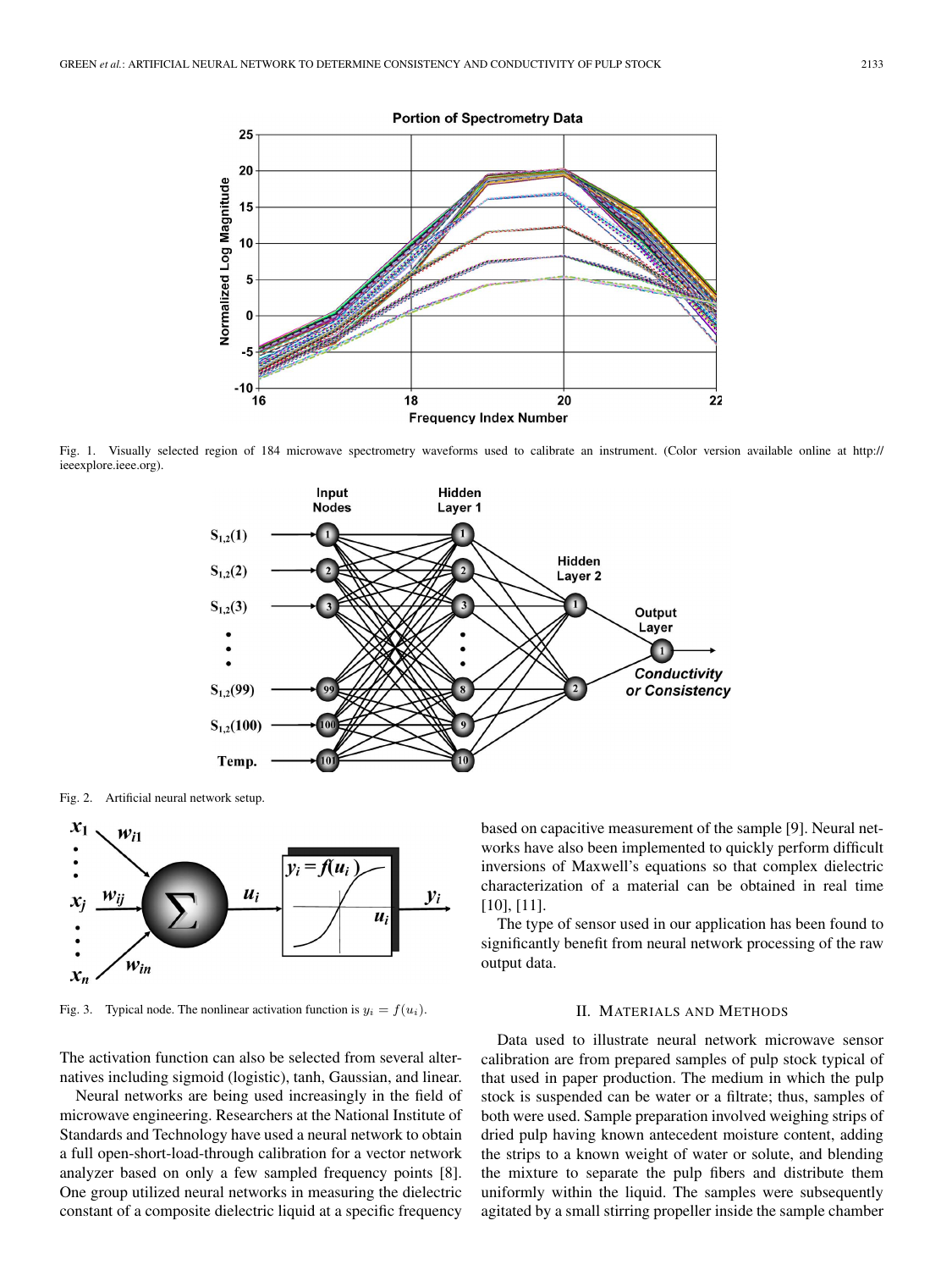Fig. 1. Visually selected region of 184 microwave spectrometry waveforms used to calibrate an instrument. (Color version available online at http://ieeexplore.ieee.org).

Fig. 2. Artificial neural network setup.

Fig. 3. Typical node. The nonlinear activation function is $y_i = f(u_i)$.

The activation function can also be selected from several alternatives including sigmoid (logistic), tanh, Gaussian, and linear.

Neural networks are being used increasingly in the field of microwave engineering. Researchers at the National Institute of Standards and Technology have used a neural network to obtain a full open-short-load-through calibration for a vector network analyzer based on only a few sampled frequency points [8]. One group utilized neural networks in measuring the dielectric constant of a composite dielectric liquid at a specific frequency based on capacitive measurement of the sample [9]. Neural networks have also been implemented to quickly perform difficult inversions of Maxwell's equations so that complex dielectric characterization of a material can be obtained in real time [10], [11].

The type of sensor used in our application has been found to significantly benefit from neural network processing of the raw output data.

## II. Materials and Methods

Data used to illustrate neural network microwave sensor calibration are from prepared samples of pulp stock typical of that used in paper production. The medium in which the pulp stock is suspended can be water or a filtrate; thus, samples of both were used. Sample preparation involved weighing strips of dried pulp having known antecedent moisture content, adding the strips to a known weight of water or solute, and blending the mixture to separate the pulp fibers and distribute them uniformly within the liquid. The samples were subsequently agitated by a small stirring propeller inside the sample chamber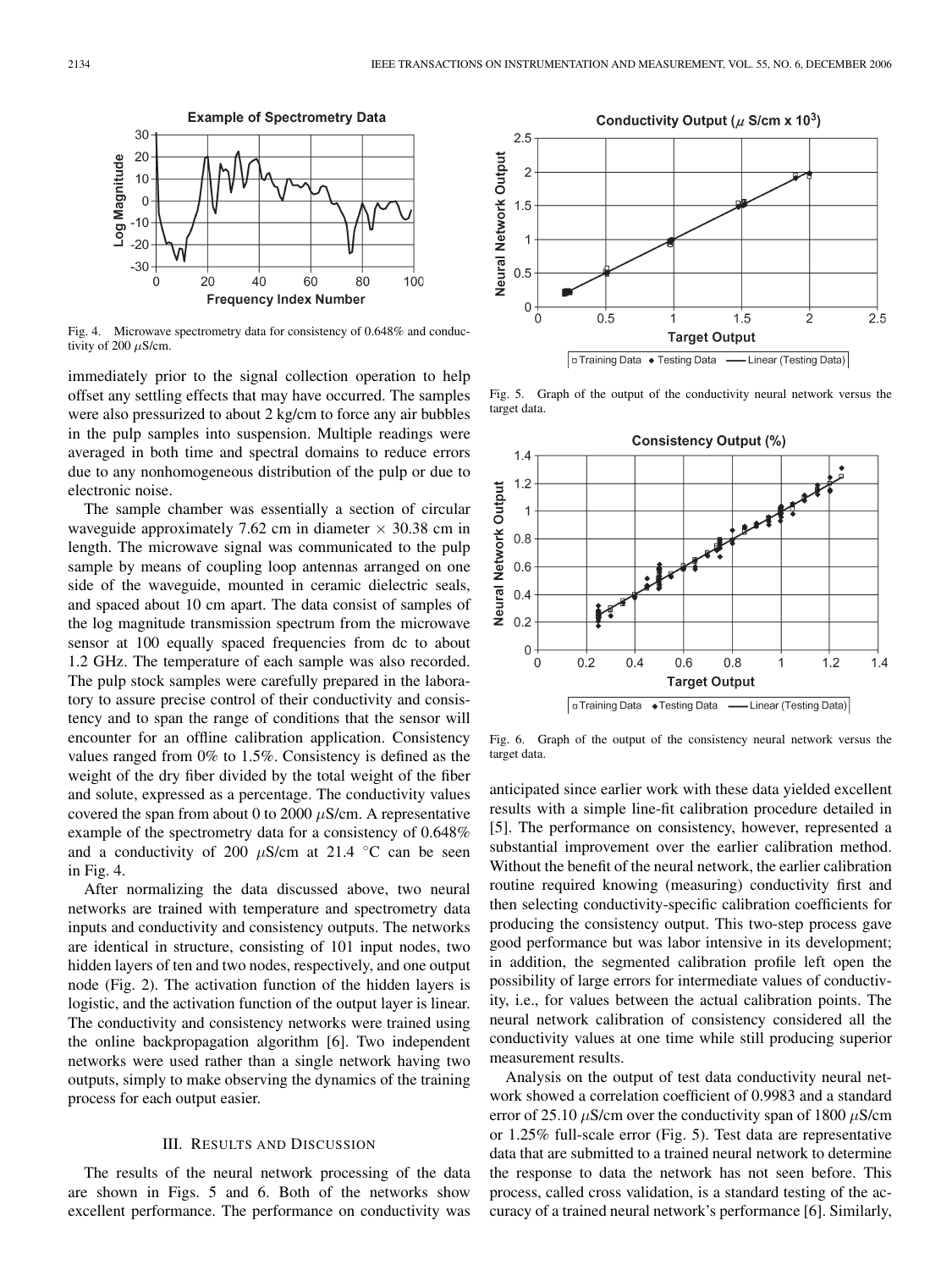Fig. 4. Microwave spectrometry data for consistency of 0.648% and conductivity of 200 $\mu$S/cm.

immediately prior to the signal collection operation to help offset any settling effects that may have occurred. The samples were also pressurized to about 2 kg/cm to force any air bubbles in the pulp samples into suspension. Multiple readings were averaged in both time and spectral domains to reduce errors due to any nonhomogeneous distribution of the pulp or due to electronic noise.

The sample chamber was essentially a section of circular waveguide approximately 7.62 cm in diameter $\times$ 30.38 cm in length. The microwave signal was communicated to the pulp sample by means of coupling loop antennas arranged on one side of the waveguide, mounted in ceramic dielectric seals, and spaced about 10 cm apart. The data consist of samples of the log magnitude transmission spectrum from the microwave sensor at 100 equally spaced frequencies from dc to about 1.2 GHz. The temperature of each sample was also recorded. The pulp stock samples were carefully prepared in the laboratory to assure precise control of their conductivity and consistency and to span the range of conditions that the sensor will encounter for an offline calibration application. Consistency values ranged from 0% to 1.5%. Consistency is defined as the weight of the dry fiber divided by the total weight of the fiber and solute, expressed as a percentage. The conductivity values covered the span from about 0 to 2000 $\mu$S/cm. A representative example of the spectrometry data for a consistency of 0.648% and a conductivity of 200 $\mu$S/cm at 21.4 °C can be seen in Fig. 4.

After normalizing the data discussed above, two neural networks are trained with temperature and spectrometry data inputs and conductivity and consistency outputs. The networks are identical in structure, consisting of 101 input nodes, two hidden layers of ten and two nodes, respectively, and one output node (Fig. 2). The activation function of the hidden layers is logistic, and the activation function of the output layer is linear. The conductivity and consistency networks were trained using the online backpropagation algorithm [6]. Two independent networks were used rather than a single network having two outputs, simply to make observing the dynamics of the training process for each output easier.

## III. Results and Discussion

The results of the neural network processing of the data are shown in Figs. 5 and 6. Both of the networks show excellent performance. The performance on conductivity was anticipated since earlier work with these data yielded excellent results with a simple line-fit calibration procedure detailed in [5]. The performance on consistency, however, represented a substantial improvement over the earlier calibration method. Without the benefit of the neural network, the earlier calibration routine required knowing (measuring) conductivity first and then selecting conductivity-specific calibration coefficients for producing the consistency output. This two-step process gave good performance but was labor intensive in its development; in addition, the segmented calibration profile left open the possibility of large errors for intermediate values of conductivity, i.e., for values between the actual calibration points. The neural network calibration of consistency considered all the conductivity values at one time while still producing superior measurement results.

Fig. 5. Graph of the output of the conductivity neural network versus the target data.

Fig. 6. Graph of the output of the consistency neural network versus the target data.

Analysis on the output of test data conductivity neural network showed a correlation coefficient of 0.9983 and a standard error of 25.10 $\mu$S/cm over the conductivity span of 1800 $\mu$S/cm or 1.25% full-scale error (Fig. 5). Test data are representative data that are submitted to a trained neural network to determine the response to data the network has not seen before. This process, called cross validation, is a standard testing of the accuracy of a trained neural network's performance [6]. Similarly,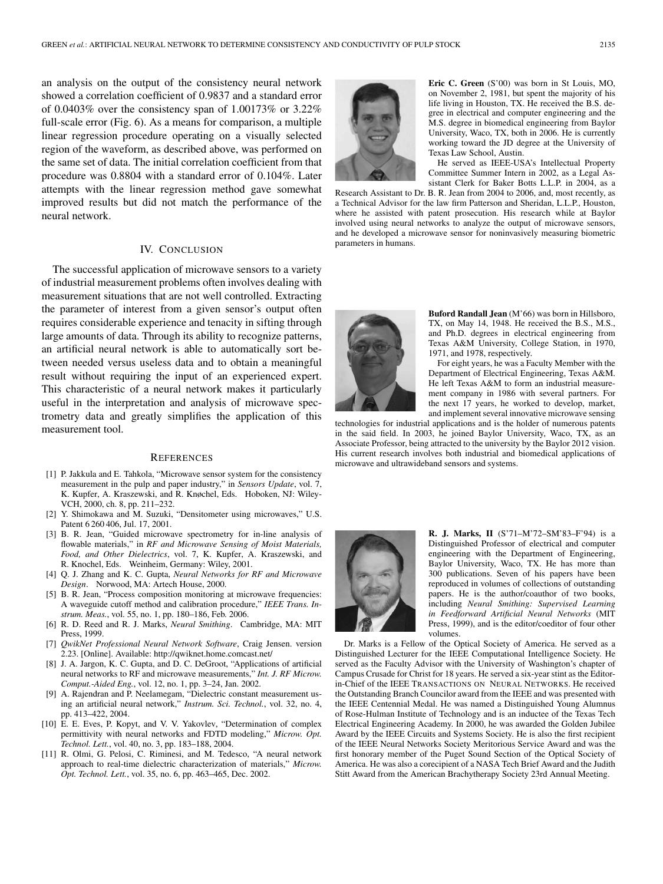an analysis on the output of the consistency neural network showed a correlation coefficient of 0.9837 and a standard error of 0.0403% over the consistency span of 1.00173% or 3.22% full-scale error (Fig. 6). As a means for comparison, a multiple linear regression procedure operating on a visually selected region of the waveform, as described above, was performed on the same set of data. The initial correlation coefficient from that procedure was 0.8804 with a standard error of 0.104%. Later attempts with the linear regression method gave somewhat improved results but did not match the performance of the neural network.

## IV. Conclusion

The successful application of microwave sensors to a variety of industrial measurement problems often involves dealing with measurement situations that are not well controlled. Extracting the parameter of interest from a given sensor's output often requires considerable experience and tenacity in sifting through large amounts of data. Through its ability to recognize patterns, an artificial neural network is able to automatically sort between needed versus useless data and to obtain a meaningful result without requiring the input of an experienced expert. This characteristic of a neural network makes it particularly useful in the interpretation and analysis of microwave spectrometry data and greatly simplifies the application of this measurement tool.

## References

[1] P. Jakkula and E. Tahkola, "Microwave sensor system for the consistency measurement in the pulp and paper industry," in *Sensors Update*, vol. 7, K. Kupfer, A. Kraszewski, and R. Knøchel, Eds. Hoboken, NJ: Wiley-VCH, 2000, ch. 8, pp. 211–232.

[2] Y. Shimokawa and M. Suzuki, "Densitometer using microwaves," U.S. Patent 6 260 406, Jul. 17, 2001.

[3] B. R. Jean, "Guided microwave spectrometry for in-line analysis of flowable materials," in *RF and Microwave Sensing of Moist Materials, Food, and Other Dielectrics*, vol. 7, K. Kupfer, A. Kraszewski, and R. Knochel, Eds. Weinheim, Germany: Wiley, 2001.

[4] Q. J. Zhang and K. C. Gupta, *Neural Networks for RF and Microwave Design*. Norwood, MA: Artech House, 2000.

[5] B. R. Jean, "Process composition monitoring at microwave frequencies: A waveguide cutoff method and calibration procedure," *IEEE Trans. Instrum. Meas.*, vol. 55, no. 1, pp. 180–186, Feb. 2006.

[6] R. D. Reed and R. J. Marks, *Neural Smithing*. Cambridge, MA: MIT Press, 1999.

[7] *QwikNet Professional Neural Network Software*, Craig Jensen. version 2.23. [Online]. Available: http://qwiknet.home.comcast.net/

[8] J. A. Jargon, K. C. Gupta, and D. C. DeGroot, "Applications of artificial neural networks to RF and microwave measurements," *Int. J. RF Microw. Comput.-Aided Eng.*, vol. 12, no. 1, pp. 3–24, Jan. 2002.

[9] A. Rajendran and P. Neelamegam, "Dielectric constant measurement using an artificial neural network," *Instrum. Sci. Technol.*, vol. 32, no. 4, pp. 413–422, 2004.

[10] E. E. Eves, P. Kopyt, and V. V. Yakovlev, "Determination of complex permittivity with neural networks and FDTD modeling," *Microw. Opt. Technol. Lett.*, vol. 40, no. 3, pp. 183–188, 2004.

[11] R. Olmi, G. Pelosi, C. Riminesi, and M. Tedesco, "A neural network approach to real-time dielectric characterization of materials," *Microw. Opt. Technol. Lett.*, vol. 35, no. 6, pp. 463–465, Dec. 2002.

**Eric C. Green** (S'00) was born in St Louis, MO, on November 2, 1981, but spent the majority of his life living in Houston, TX. He received the B.S. degree in electrical and computer engineering and the M.S. degree in biomedical engineering from Baylor University, Waco, TX, both in 2006. He is currently working toward the JD degree at the University of Texas Law School, Austin.

He served as IEEE-USA's Intellectual Property Committee Summer Intern in 2002, as a Legal Assistant Clerk for Baker Botts L.L.P. in 2004, as a Research Assistant to Dr. B. R. Jean from 2004 to 2006, and, most recently, as a Technical Advisor for the law firm Patterson and Sheridan, L.L.P., Houston, where he assisted with patent prosecution. His research while at Baylor involved using neural networks to analyze the output of microwave sensors, and he developed a microwave sensor for noninvasively measuring biometric parameters in humans.

**Buford Randall Jean** (M'66) was born in Hillsboro, TX, on May 14, 1948. He received the B.S., M.S., and Ph.D. degrees in electrical engineering from Texas A&M University, College Station, in 1970, 1971, and 1978, respectively.

For eight years, he was a Faculty Member with the Department of Electrical Engineering, Texas A&M. He left Texas A&M to form an industrial measurement company in 1986 with several partners. For the next 17 years, he worked to develop, market, and implement several innovative microwave sensing technologies for industrial applications and is the holder of numerous patents in the said field. In 2003, he joined Baylor University, Waco, TX, as an Associate Professor, being attracted to the university by the Baylor 2012 vision. His current research involves both industrial and biomedical applications of microwave and ultrawideband sensors and systems.

**R. J. Marks, II** (S'71–M'72–SM'83–F'94) is a Distinguished Professor of electrical and computer engineering with the Department of Engineering, Baylor University, Waco, TX. He has more than 300 publications. Seven of his papers have been reproduced in volumes of collections of outstanding papers. He is the author/coauthor of two books, including *Neural Smithing: Supervised Learning in Feedforward Artificial Neural Networks* (MIT Press, 1999), and is the editor/coeditor of four other volumes.

Dr. Marks is a Fellow of the Optical Society of America. He served as a Distinguished Lecturer for the IEEE Computational Intelligence Society. He served as the Faculty Advisor with the University of Washington's chapter of Campus Crusade for Christ for 18 years. He served a six-year stint as the Editor-in-Chief of the IEEE Transactions on Neural Networks. He received the Outstanding Branch Councilor award from the IEEE and was presented with the IEEE Centennial Medal. He was named a Distinguished Young Alumnus of Rose-Hulman Institute of Technology and is an inductee of the Texas Tech Electrical Engineering Academy. In 2000, he was awarded the Golden Jubilee Award by the IEEE Circuits and Systems Society. He is also the first recipient of the IEEE Neural Networks Society Meritorious Service Award and was the first honorary member of the Puget Sound Section of the Optical Society of America. He was also a corecipient of a NASA Tech Brief Award and the Judith Stitt Award from the American Brachytherapy Society 23rd Annual Meeting.